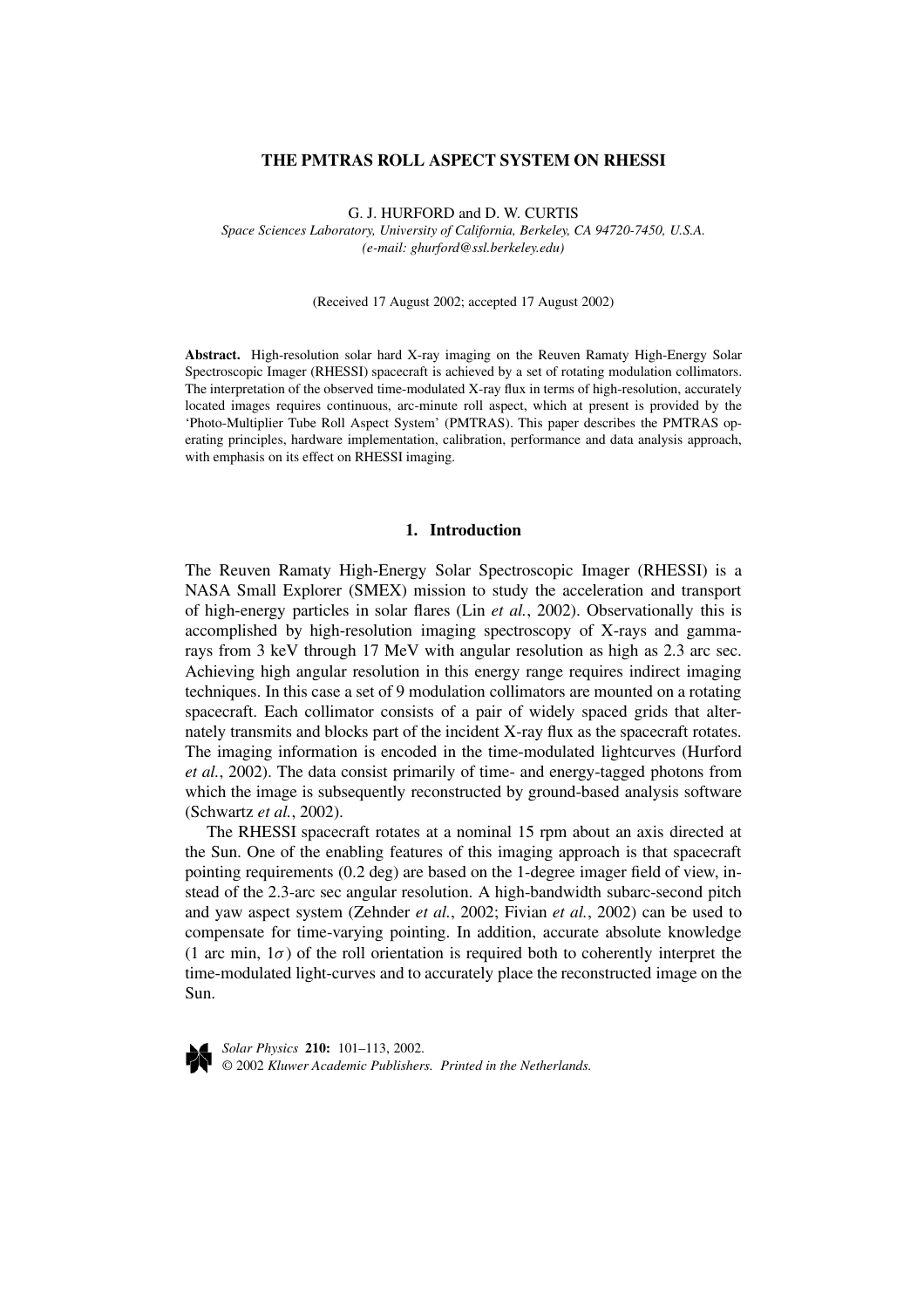# THE PMTRAS ROLL ASPECT SYSTEM ON RHESSI

G. J. HURFORD and D. W. CURTIS

*Space Sciences Laboratory, University of California, Berkeley, CA 94720-7450, U.S.A.*
*(e-mail: ghurford@ssl.berkeley.edu)*

(Received 17 August 2002; accepted 17 August 2002)

**Abstract.** High-resolution solar hard X-ray imaging on the Reuven Ramaty High-Energy Solar Spectroscopic Imager (RHESSI) spacecraft is achieved by a set of rotating modulation collimators. The interpretation of the observed time-modulated X-ray flux in terms of high-resolution, accurately located images requires continuous, arc-minute roll aspect, which at present is provided by the 'Photo-Multiplier Tube Roll Aspect System' (PMTRAS). This paper describes the PMTRAS operating principles, hardware implementation, calibration, performance and data analysis approach, with emphasis on its effect on RHESSI imaging.

## 1. Introduction

The Reuven Ramaty High-Energy Solar Spectroscopic Imager (RHESSI) is a NASA Small Explorer (SMEX) mission to study the acceleration and transport of high-energy particles in solar flares (Lin *et al.*, 2002). Observationally this is accomplished by high-resolution imaging spectroscopy of X-rays and gamma-rays from 3 keV through 17 MeV with angular resolution as high as 2.3 arc sec. Achieving high angular resolution in this energy range requires indirect imaging techniques. In this case a set of 9 modulation collimators are mounted on a rotating spacecraft. Each collimator consists of a pair of widely spaced grids that alternately transmits and blocks part of the incident X-ray flux as the spacecraft rotates. The imaging information is encoded in the time-modulated lightcurves (Hurford *et al.*, 2002). The data consist primarily of time- and energy-tagged photons from which the image is subsequently reconstructed by ground-based analysis software (Schwartz *et al.*, 2002).

The RHESSI spacecraft rotates at a nominal 15 rpm about an axis directed at the Sun. One of the enabling features of this imaging approach is that spacecraft pointing requirements (0.2 deg) are based on the 1-degree imager field of view, instead of the 2.3-arc sec angular resolution. A high-bandwidth subarc-second pitch and yaw aspect system (Zehnder *et al.*, 2002; Fivian *et al.*, 2002) can be used to compensate for time-varying pointing. In addition, accurate absolute knowledge (1 arc min, $1\sigma$) of the roll orientation is required both to coherently interpret the time-modulated light-curves and to accurately place the reconstructed image on the Sun.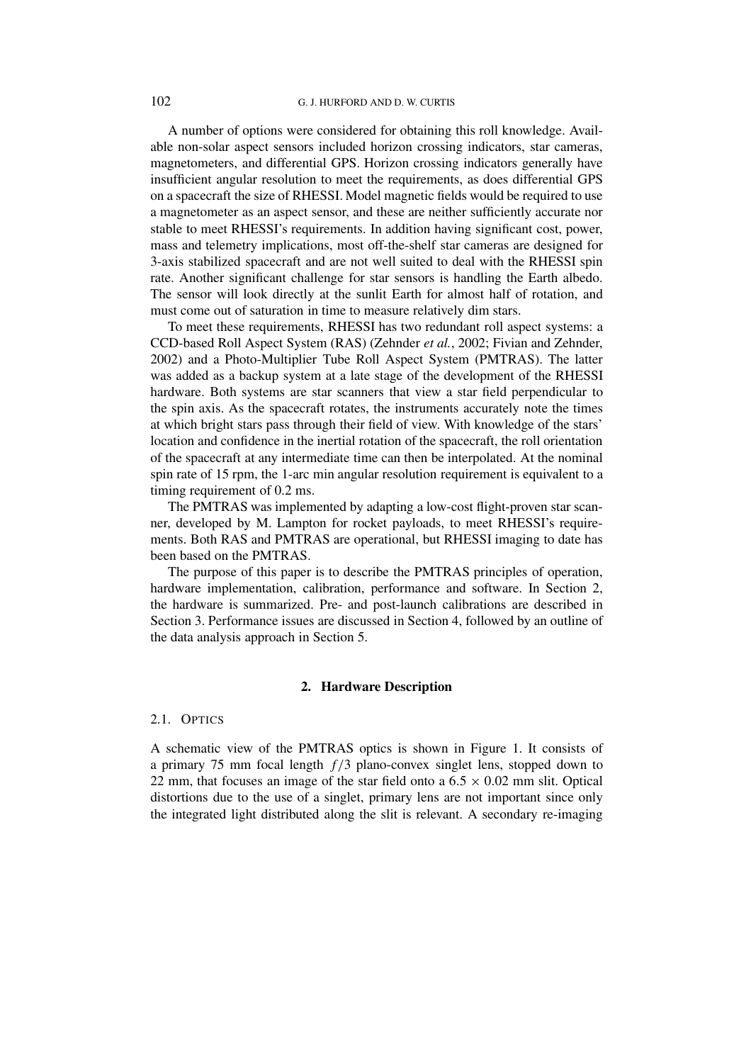A number of options were considered for obtaining this roll knowledge. Available non-solar aspect sensors included horizon crossing indicators, star cameras, magnetometers, and differential GPS. Horizon crossing indicators generally have insufficient angular resolution to meet the requirements, as does differential GPS on a spacecraft the size of RHESSI. Model magnetic fields would be required to use a magnetometer as an aspect sensor, and these are neither sufficiently accurate nor stable to meet RHESSI's requirements. In addition having significant cost, power, mass and telemetry implications, most off-the-shelf star cameras are designed for 3-axis stabilized spacecraft and are not well suited to deal with the RHESSI spin rate. Another significant challenge for star sensors is handling the Earth albedo. The sensor will look directly at the sunlit Earth for almost half of rotation, and must come out of saturation in time to measure relatively dim stars.

To meet these requirements, RHESSI has two redundant roll aspect systems: a CCD-based Roll Aspect System (RAS) (Zehnder *et al.*, 2002; Fivian and Zehnder, 2002) and a Photo-Multiplier Tube Roll Aspect System (PMTRAS). The latter was added as a backup system at a late stage of the development of the RHESSI hardware. Both systems are star scanners that view a star field perpendicular to the spin axis. As the spacecraft rotates, the instruments accurately note the times at which bright stars pass through their field of view. With knowledge of the stars' location and confidence in the inertial rotation of the spacecraft, the roll orientation of the spacecraft at any intermediate time can then be interpolated. At the nominal spin rate of 15 rpm, the 1-arc min angular resolution requirement is equivalent to a timing requirement of 0.2 ms.

The PMTRAS was implemented by adapting a low-cost flight-proven star scanner, developed by M. Lampton for rocket payloads, to meet RHESSI's requirements. Both RAS and PMTRAS are operational, but RHESSI imaging to date has been based on the PMTRAS.

The purpose of this paper is to describe the PMTRAS principles of operation, hardware implementation, calibration, performance and software. In Section 2, the hardware is summarized. Pre- and post-launch calibrations are described in Section 3. Performance issues are discussed in Section 4, followed by an outline of the data analysis approach in Section 5.

## 2. Hardware Description

### 2.1. Optics

A schematic view of the PMTRAS optics is shown in Figure 1. It consists of a primary 75 mm focal length $f/3$ plano-convex singlet lens, stopped down to 22 mm, that focuses an image of the star field onto a $6.5 \times 0.02$ mm slit. Optical distortions due to the use of a singlet, primary lens are not important since only the integrated light distributed along the slit is relevant. A secondary re-imaging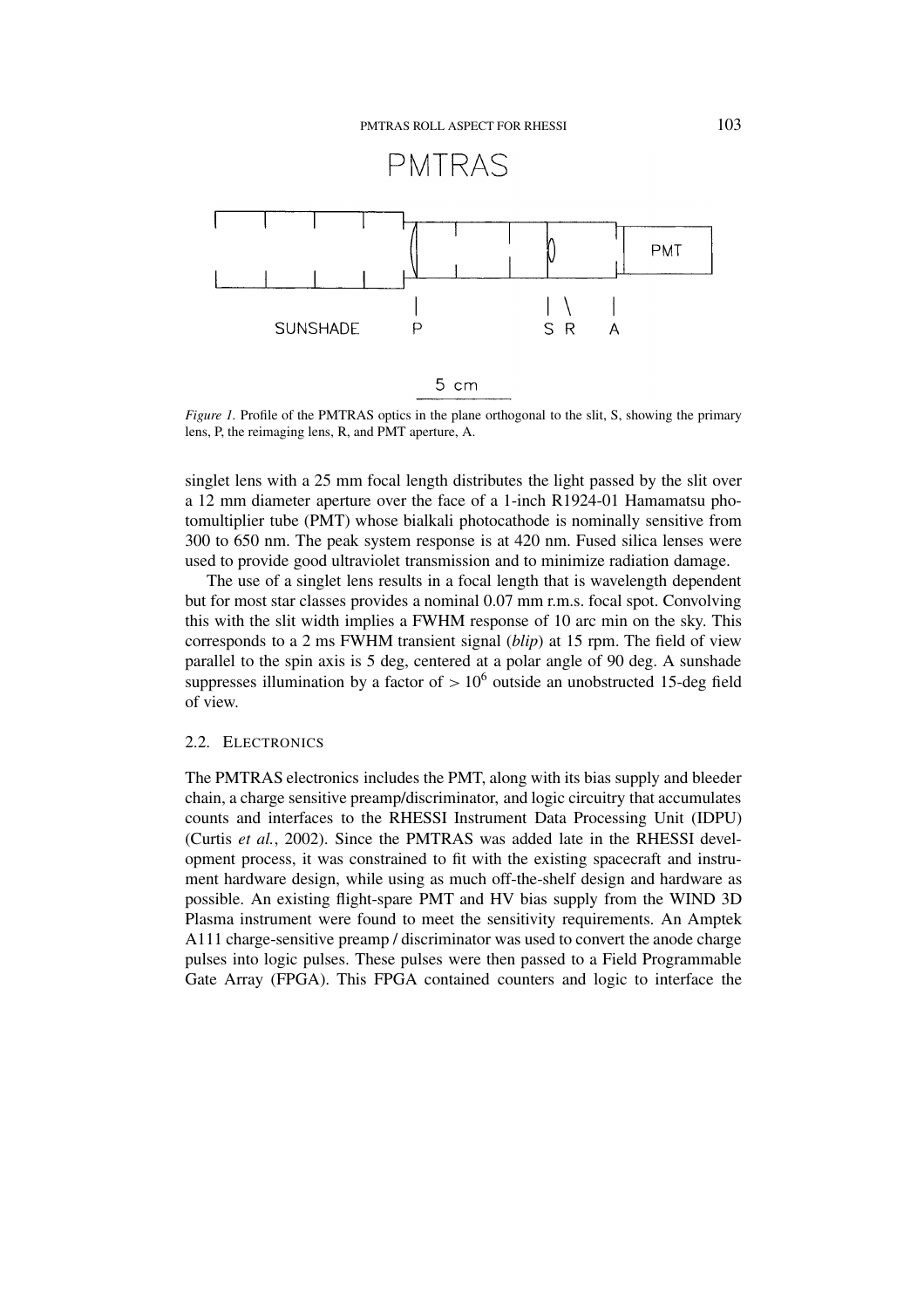*Figure 1.* Profile of the PMTRAS optics in the plane orthogonal to the slit, S, showing the primary lens, P, the reimaging lens, R, and PMT aperture, A.

singlet lens with a 25 mm focal length distributes the light passed by the slit over a 12 mm diameter aperture over the face of a 1-inch R1924-01 Hamamatsu photomultiplier tube (PMT) whose bialkali photocathode is nominally sensitive from 300 to 650 nm. The peak system response is at 420 nm. Fused silica lenses were used to provide good ultraviolet transmission and to minimize radiation damage.

The use of a singlet lens results in a focal length that is wavelength dependent but for most star classes provides a nominal 0.07 mm r.m.s. focal spot. Convolving this with the slit width implies a FWHM response of 10 arc min on the sky. This corresponds to a 2 ms FWHM transient signal (*blip*) at 15 rpm. The field of view parallel to the spin axis is 5 deg, centered at a polar angle of 90 deg. A sunshade suppresses illumination by a factor of $> 10^6$ outside an unobstructed 15-deg field of view.

### 2.2. Electronics

The PMTRAS electronics includes the PMT, along with its bias supply and bleeder chain, a charge sensitive preamp/discriminator, and logic circuitry that accumulates counts and interfaces to the RHESSI Instrument Data Processing Unit (IDPU) (Curtis *et al.*, 2002). Since the PMTRAS was added late in the RHESSI development process, it was constrained to fit with the existing spacecraft and instrument hardware design, while using as much off-the-shelf design and hardware as possible. An existing flight-spare PMT and HV bias supply from the WIND 3D Plasma instrument were found to meet the sensitivity requirements. An Amptek A111 charge-sensitive preamp / discriminator was used to convert the anode charge pulses into logic pulses. These pulses were then passed to a Field Programmable Gate Array (FPGA). This FPGA contained counters and logic to interface the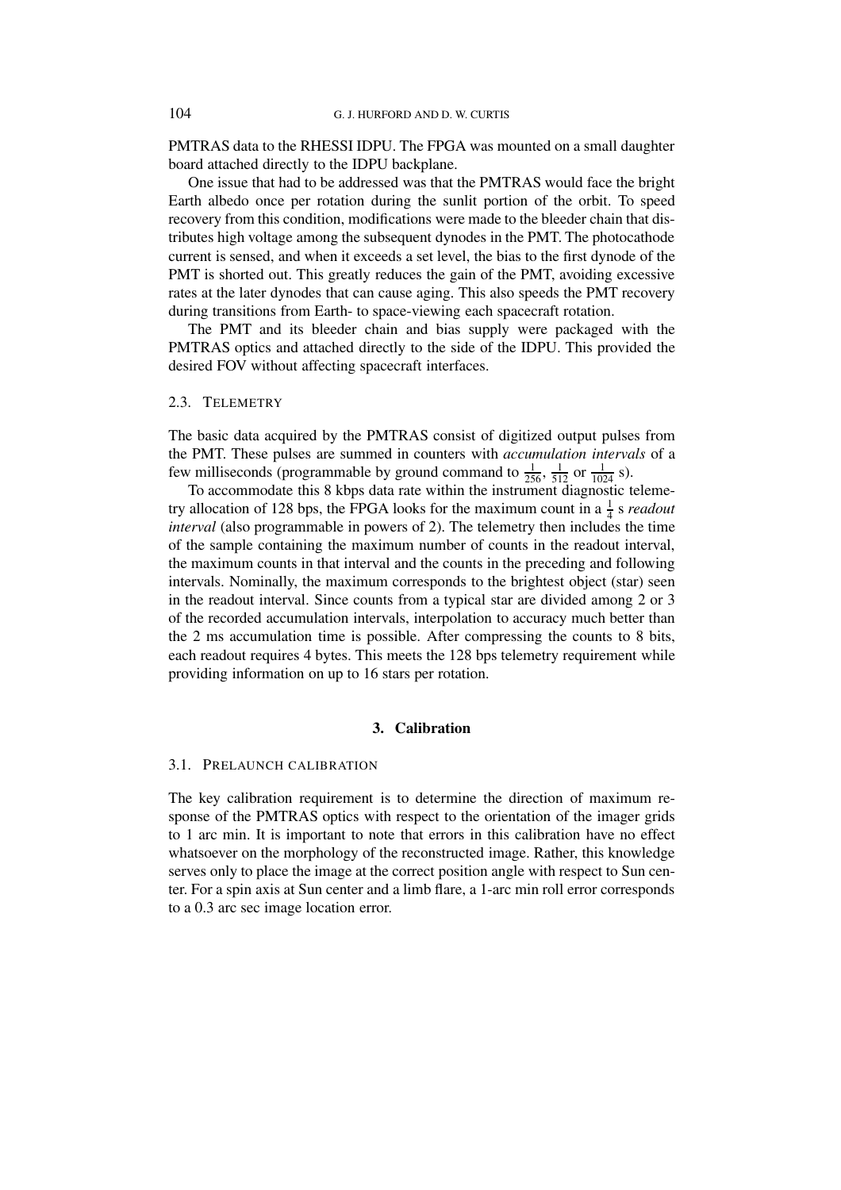PMTRAS data to the RHESSI IDPU. The FPGA was mounted on a small daughter board attached directly to the IDPU backplane.

One issue that had to be addressed was that the PMTRAS would face the bright Earth albedo once per rotation during the sunlit portion of the orbit. To speed recovery from this condition, modifications were made to the bleeder chain that distributes high voltage among the subsequent dynodes in the PMT. The photocathode current is sensed, and when it exceeds a set level, the bias to the first dynode of the PMT is shorted out. This greatly reduces the gain of the PMT, avoiding excessive rates at the later dynodes that can cause aging. This also speeds the PMT recovery during transitions from Earth- to space-viewing each spacecraft rotation.

The PMT and its bleeder chain and bias supply were packaged with the PMTRAS optics and attached directly to the side of the IDPU. This provided the desired FOV without affecting spacecraft interfaces.

### 2.3. Telemetry

The basic data acquired by the PMTRAS consist of digitized output pulses from the PMT. These pulses are summed in counters with *accumulation intervals* of a few milliseconds (programmable by ground command to $\frac{1}{256}$, $\frac{1}{512}$ or $\frac{1}{1024}$ s).

To accommodate this 8 kbps data rate within the instrument diagnostic telemetry allocation of 128 bps, the FPGA looks for the maximum count in a $\frac{1}{4}$ s *readout interval* (also programmable in powers of 2). The telemetry then includes the time of the sample containing the maximum number of counts in the readout interval, the maximum counts in that interval and the counts in the preceding and following intervals. Nominally, the maximum corresponds to the brightest object (star) seen in the readout interval. Since counts from a typical star are divided among 2 or 3 of the recorded accumulation intervals, interpolation to accuracy much better than the 2 ms accumulation time is possible. After compressing the counts to 8 bits, each readout requires 4 bytes. This meets the 128 bps telemetry requirement while providing information on up to 16 stars per rotation.

## 3. Calibration

### 3.1. Prelaunch calibration

The key calibration requirement is to determine the direction of maximum response of the PMTRAS optics with respect to the orientation of the imager grids to 1 arc min. It is important to note that errors in this calibration have no effect whatsoever on the morphology of the reconstructed image. Rather, this knowledge serves only to place the image at the correct position angle with respect to Sun center. For a spin axis at Sun center and a limb flare, a 1-arc min roll error corresponds to a 0.3 arc sec image location error.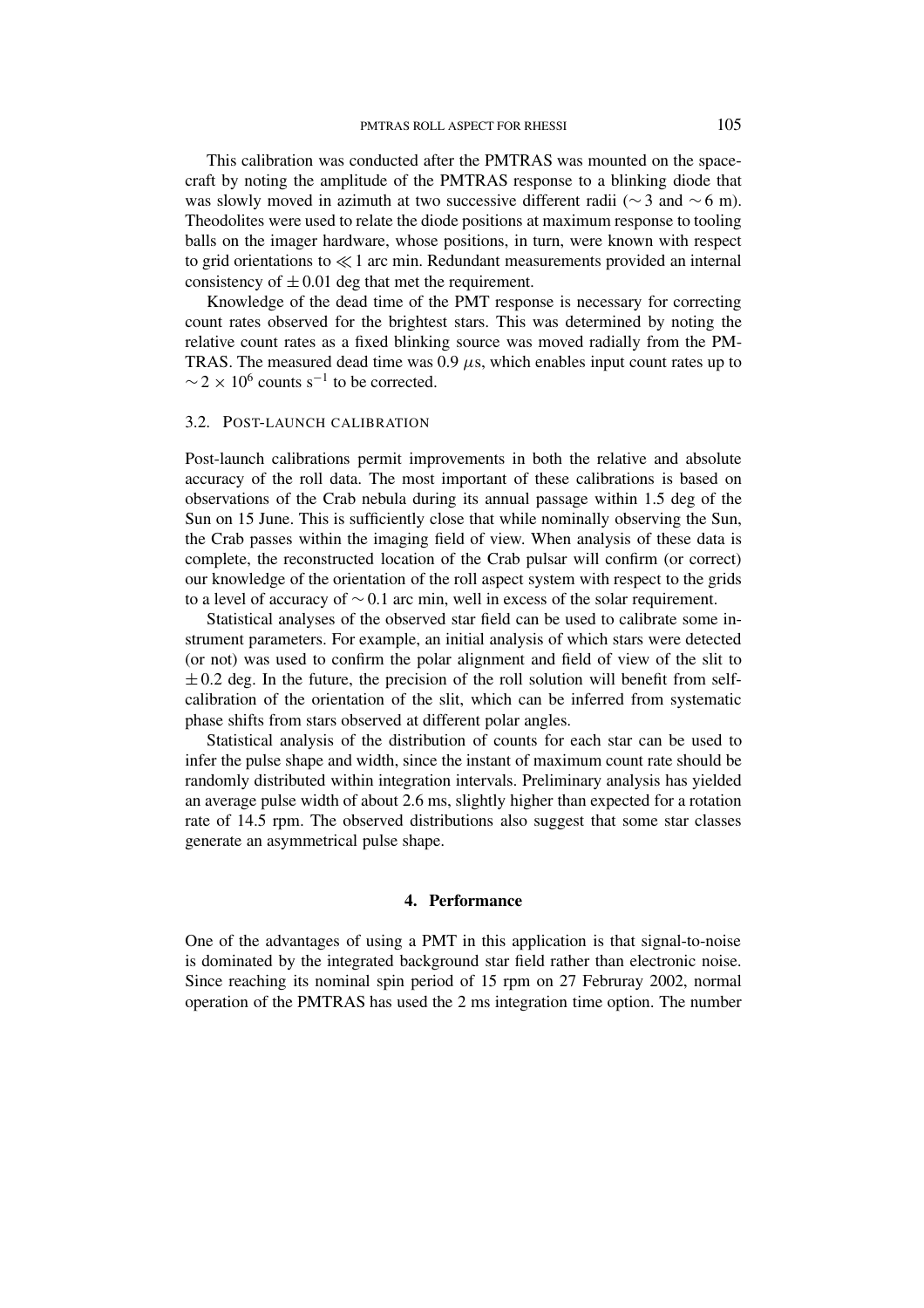This calibration was conducted after the PMTRAS was mounted on the spacecraft by noting the amplitude of the PMTRAS response to a blinking diode that was slowly moved in azimuth at two successive different radii ($\sim 3$ and $\sim 6$ m). Theodolites were used to relate the diode positions at maximum response to tooling balls on the imager hardware, whose positions, in turn, were known with respect to grid orientations to $\ll 1$ arc min. Redundant measurements provided an internal consistency of $\pm 0.01$ deg that met the requirement.

Knowledge of the dead time of the PMT response is necessary for correcting count rates observed for the brightest stars. This was determined by noting the relative count rates as a fixed blinking source was moved radially from the PMTRAS. The measured dead time was 0.9 $\mu$s, which enables input count rates up to $\sim 2 \times 10^6$ counts s$^{-1}$ to be corrected.

### 3.2. Post-launch calibration

Post-launch calibrations permit improvements in both the relative and absolute accuracy of the roll data. The most important of these calibrations is based on observations of the Crab nebula during its annual passage within 1.5 deg of the Sun on 15 June. This is sufficiently close that while nominally observing the Sun, the Crab passes within the imaging field of view. When analysis of these data is complete, the reconstructed location of the Crab pulsar will confirm (or correct) our knowledge of the orientation of the roll aspect system with respect to the grids to a level of accuracy of $\sim 0.1$ arc min, well in excess of the solar requirement.

Statistical analyses of the observed star field can be used to calibrate some instrument parameters. For example, an initial analysis of which stars were detected (or not) was used to confirm the polar alignment and field of view of the slit to $\pm 0.2$ deg. In the future, the precision of the roll solution will benefit from self-calibration of the orientation of the slit, which can be inferred from systematic phase shifts from stars observed at different polar angles.

Statistical analysis of the distribution of counts for each star can be used to infer the pulse shape and width, since the instant of maximum count rate should be randomly distributed within integration intervals. Preliminary analysis has yielded an average pulse width of about 2.6 ms, slightly higher than expected for a rotation rate of 14.5 rpm. The observed distributions also suggest that some star classes generate an asymmetrical pulse shape.

## 4. Performance

One of the advantages of using a PMT in this application is that signal-to-noise is dominated by the integrated background star field rather than electronic noise. Since reaching its nominal spin period of 15 rpm on 27 Februray 2002, normal operation of the PMTRAS has used the 2 ms integration time option. The number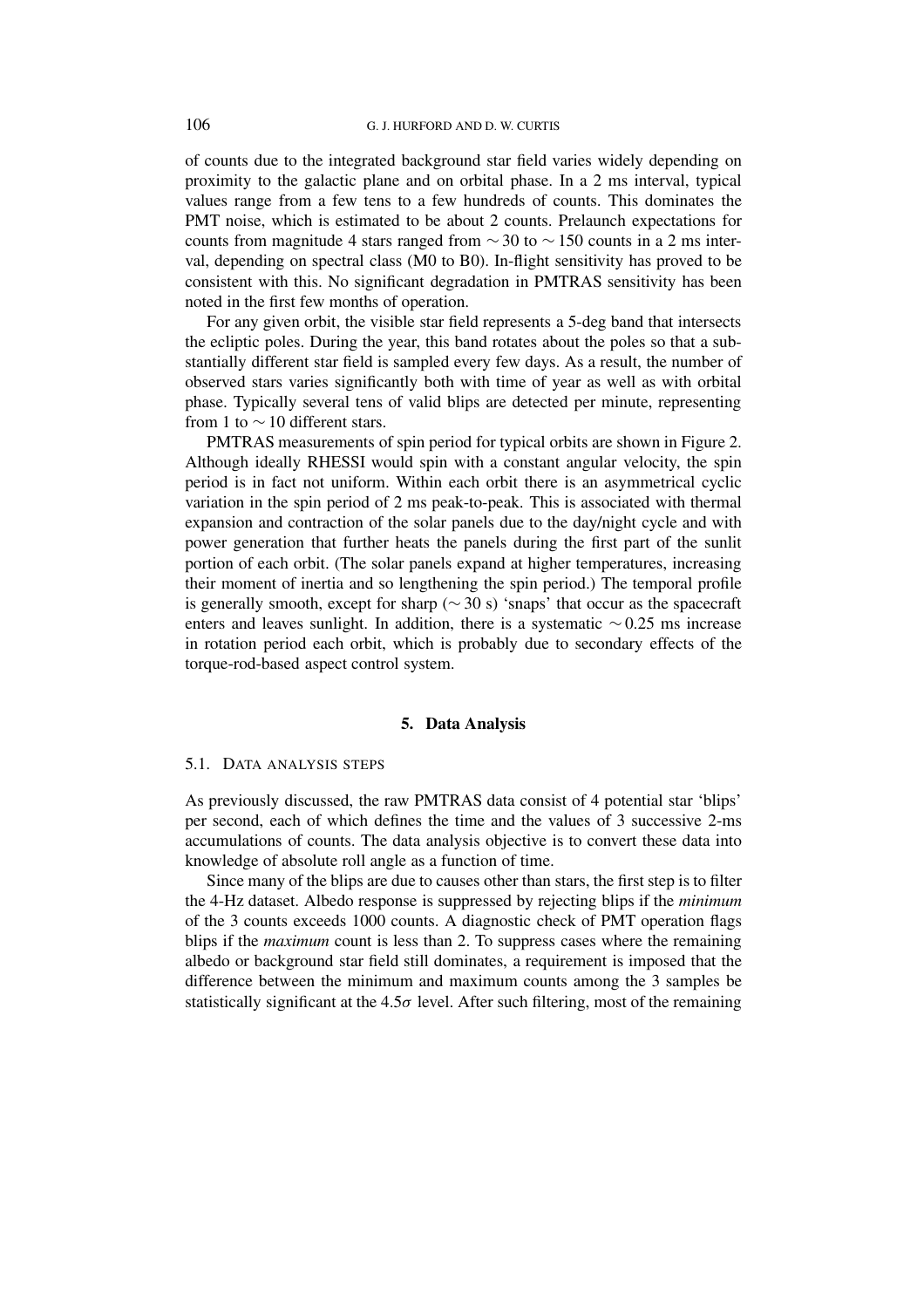of counts due to the integrated background star field varies widely depending on proximity to the galactic plane and on orbital phase. In a 2 ms interval, typical values range from a few tens to a few hundreds of counts. This dominates the PMT noise, which is estimated to be about 2 counts. Prelaunch expectations for counts from magnitude 4 stars ranged from $\sim 30$ to $\sim 150$ counts in a 2 ms interval, depending on spectral class (M0 to B0). In-flight sensitivity has proved to be consistent with this. No significant degradation in PMTRAS sensitivity has been noted in the first few months of operation.

For any given orbit, the visible star field represents a 5-deg band that intersects the ecliptic poles. During the year, this band rotates about the poles so that a substantially different star field is sampled every few days. As a result, the number of observed stars varies significantly both with time of year as well as with orbital phase. Typically several tens of valid blips are detected per minute, representing from 1 to $\sim 10$ different stars.

PMTRAS measurements of spin period for typical orbits are shown in Figure 2. Although ideally RHESSI would spin with a constant angular velocity, the spin period is in fact not uniform. Within each orbit there is an asymmetrical cyclic variation in the spin period of 2 ms peak-to-peak. This is associated with thermal expansion and contraction of the solar panels due to the day/night cycle and with power generation that further heats the panels during the first part of the sunlit portion of each orbit. (The solar panels expand at higher temperatures, increasing their moment of inertia and so lengthening the spin period.) The temporal profile is generally smooth, except for sharp ($\sim 30$ s) 'snaps' that occur as the spacecraft enters and leaves sunlight. In addition, there is a systematic $\sim 0.25$ ms increase in rotation period each orbit, which is probably due to secondary effects of the torque-rod-based aspect control system.

## 5. Data Analysis

### 5.1. Data Analysis Steps

As previously discussed, the raw PMTRAS data consist of 4 potential star 'blips' per second, each of which defines the time and the values of 3 successive 2-ms accumulations of counts. The data analysis objective is to convert these data into knowledge of absolute roll angle as a function of time.

Since many of the blips are due to causes other than stars, the first step is to filter the 4-Hz dataset. Albedo response is suppressed by rejecting blips if the *minimum* of the 3 counts exceeds 1000 counts. A diagnostic check of PMT operation flags blips if the *maximum* count is less than 2. To suppress cases where the remaining albedo or background star field still dominates, a requirement is imposed that the difference between the minimum and maximum counts among the 3 samples be statistically significant at the $4.5\sigma$ level. After such filtering, most of the remaining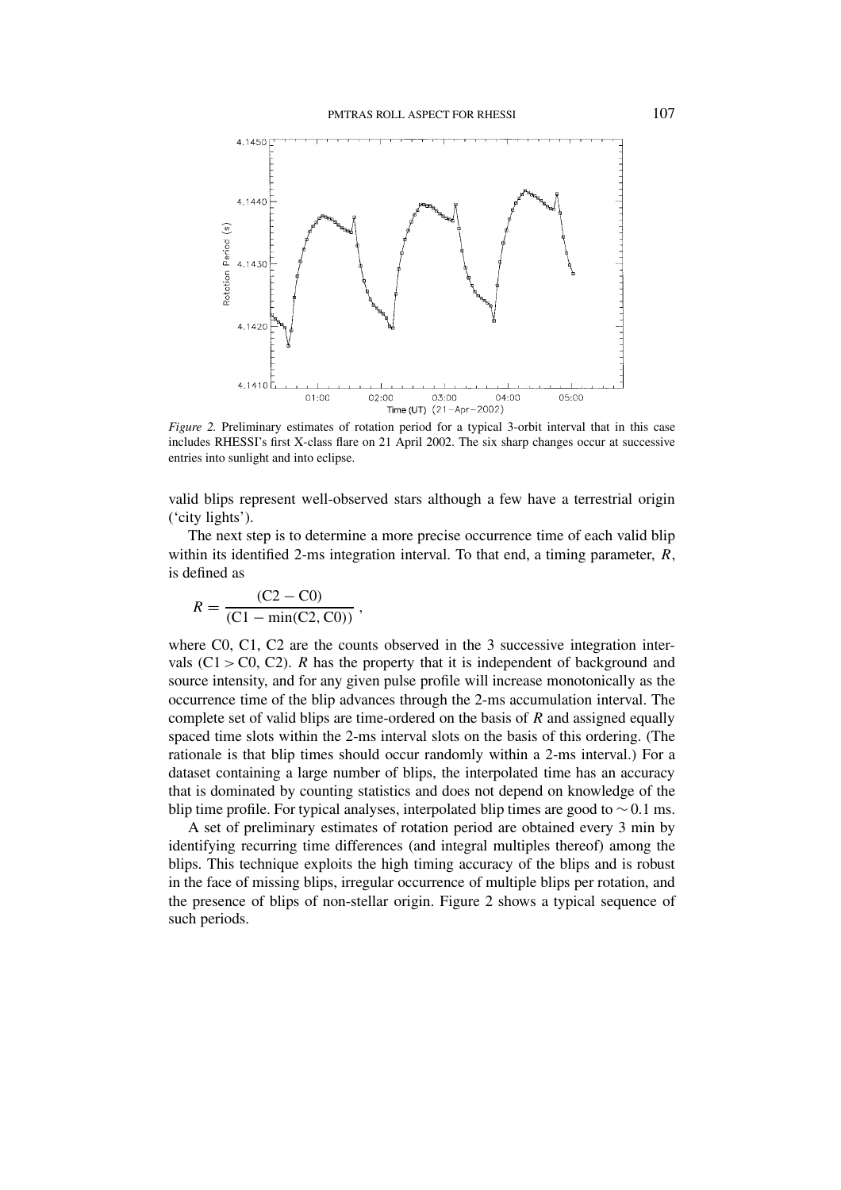*Figure 2.* Preliminary estimates of rotation period for a typical 3-orbit interval that in this case includes RHESSI's first X-class flare on 21 April 2002. The six sharp changes occur at successive entries into sunlight and into eclipse.

valid blips represent well-observed stars although a few have a terrestrial origin ('city lights').

The next step is to determine a more precise occurrence time of each valid blip within its identified 2-ms integration interval. To that end, a timing parameter, $R$, is defined as

$$R = \frac{(\text{C2} - \text{C0})}{(\text{C1} - \min(\text{C2}, \text{C0}))} ,$$

where C0, C1, C2 are the counts observed in the 3 successive integration intervals (C1 > C0, C2). $R$ has the property that it is independent of background and source intensity, and for any given pulse profile will increase monotonically as the occurrence time of the blip advances through the 2-ms accumulation interval. The complete set of valid blips are time-ordered on the basis of $R$ and assigned equally spaced time slots within the 2-ms interval slots on the basis of this ordering. (The rationale is that blip times should occur randomly within a 2-ms interval.) For a dataset containing a large number of blips, the interpolated time has an accuracy that is dominated by counting statistics and does not depend on knowledge of the blip time profile. For typical analyses, interpolated blip times are good to $\sim 0.1$ ms.

A set of preliminary estimates of rotation period are obtained every 3 min by identifying recurring time differences (and integral multiples thereof) among the blips. This technique exploits the high timing accuracy of the blips and is robust in the face of missing blips, irregular occurrence of multiple blips per rotation, and the presence of blips of non-stellar origin. Figure 2 shows a typical sequence of such periods.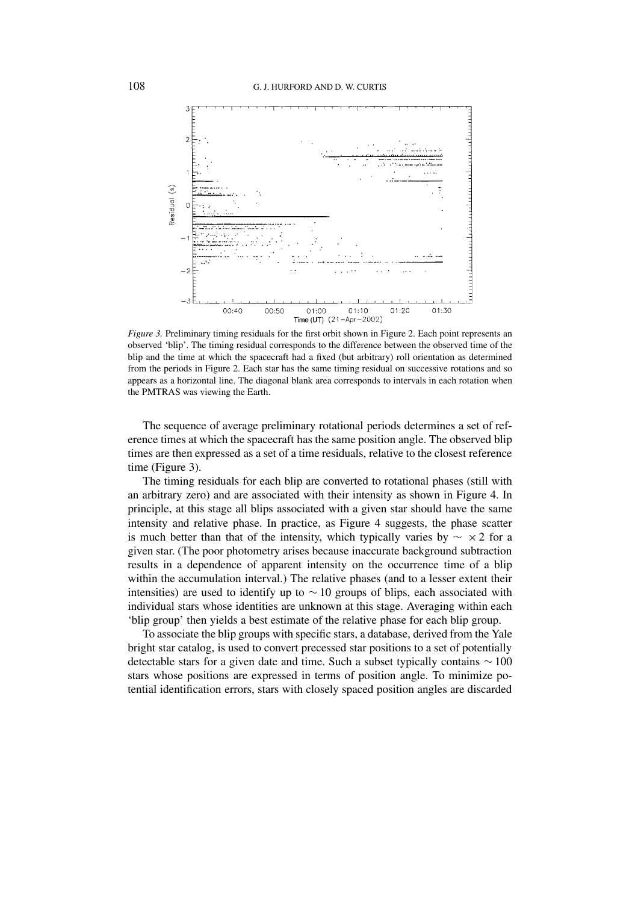*Figure 3.* Preliminary timing residuals for the first orbit shown in Figure 2. Each point represents an observed 'blip'. The timing residual corresponds to the difference between the observed time of the blip and the time at which the spacecraft had a fixed (but arbitrary) roll orientation as determined from the periods in Figure 2. Each star has the same timing residual on successive rotations and so appears as a horizontal line. The diagonal blank area corresponds to intervals in each rotation when the PMTRAS was viewing the Earth.

The sequence of average preliminary rotational periods determines a set of reference times at which the spacecraft has the same position angle. The observed blip times are then expressed as a set of a time residuals, relative to the closest reference time (Figure 3).

The timing residuals for each blip are converted to rotational phases (still with an arbitrary zero) and are associated with their intensity as shown in Figure 4. In principle, at this stage all blips associated with a given star should have the same intensity and relative phase. In practice, as Figure 4 suggests, the phase scatter is much better than that of the intensity, which typically varies by $\sim \times 2$ for a given star. (The poor photometry arises because inaccurate background subtraction results in a dependence of apparent intensity on the occurrence time of a blip within the accumulation interval.) The relative phases (and to a lesser extent their intensities) are used to identify up to $\sim 10$ groups of blips, each associated with individual stars whose identities are unknown at this stage. Averaging within each 'blip group' then yields a best estimate of the relative phase for each blip group.

To associate the blip groups with specific stars, a database, derived from the Yale bright star catalog, is used to convert precessed star positions to a set of potentially detectable stars for a given date and time. Such a subset typically contains $\sim 100$ stars whose positions are expressed in terms of position angle. To minimize potential identification errors, stars with closely spaced position angles are discarded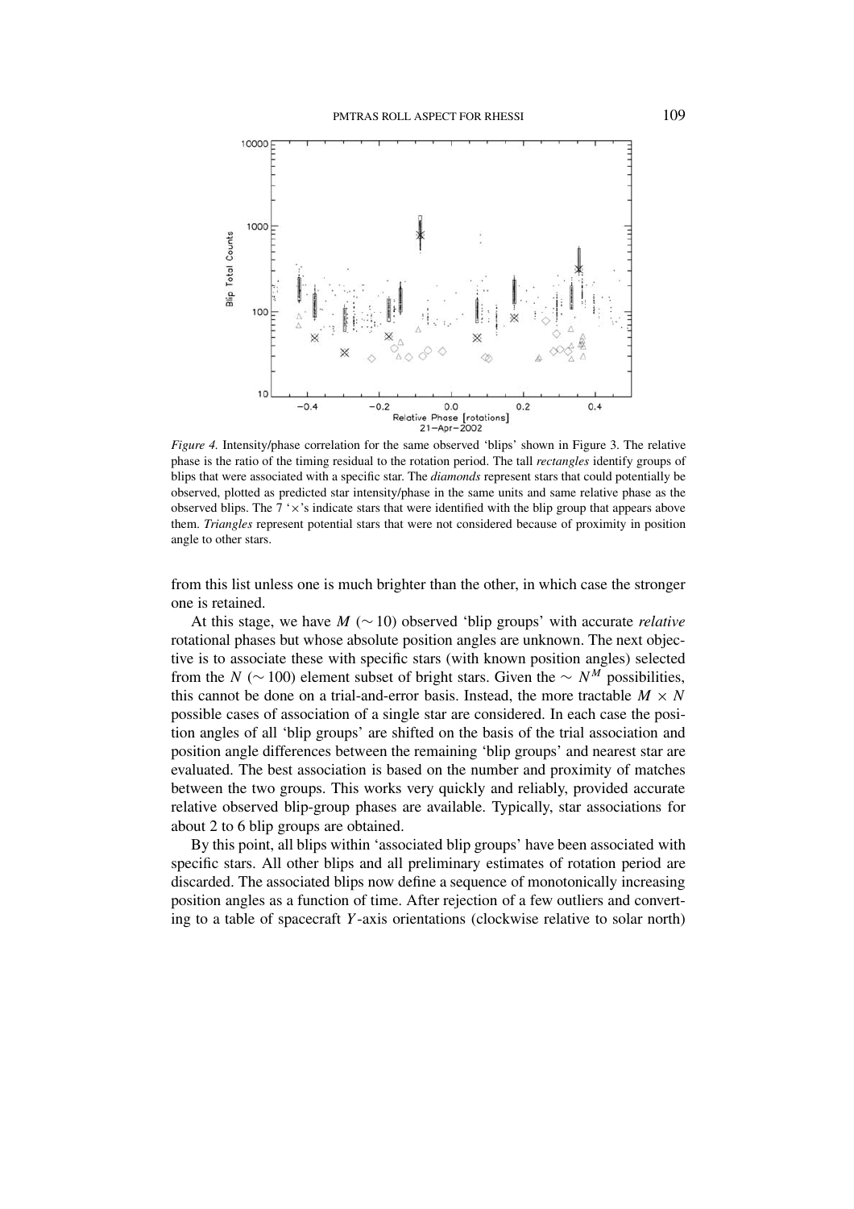*Figure 4.* Intensity/phase correlation for the same observed 'blips' shown in Figure 3. The relative phase is the ratio of the timing residual to the rotation period. The tall *rectangles* identify groups of blips that were associated with a specific star. The *diamonds* represent stars that could potentially be observed, plotted as predicted star intensity/phase in the same units and same relative phase as the observed blips. The 7 '×'s indicate stars that were identified with the blip group that appears above them. *Triangles* represent potential stars that were not considered because of proximity in position angle to other stars.

from this list unless one is much brighter than the other, in which case the stronger one is retained.

At this stage, we have $M$ ($\sim 10$) observed 'blip groups' with accurate *relative* rotational phases but whose absolute position angles are unknown. The next objective is to associate these with specific stars (with known position angles) selected from the $N$ ($\sim 100$) element subset of bright stars. Given the $\sim N^M$ possibilities, this cannot be done on a trial-and-error basis. Instead, the more tractable $M \times N$ possible cases of association of a single star are considered. In each case the position angles of all 'blip groups' are shifted on the basis of the trial association and position angle differences between the remaining 'blip groups' and nearest star are evaluated. The best association is based on the number and proximity of matches between the two groups. This works very quickly and reliably, provided accurate relative observed blip-group phases are available. Typically, star associations for about 2 to 6 blip groups are obtained.

By this point, all blips within 'associated blip groups' have been associated with specific stars. All other blips and all preliminary estimates of rotation period are discarded. The associated blips now define a sequence of monotonically increasing position angles as a function of time. After rejection of a few outliers and converting to a table of spacecraft $Y$-axis orientations (clockwise relative to solar north)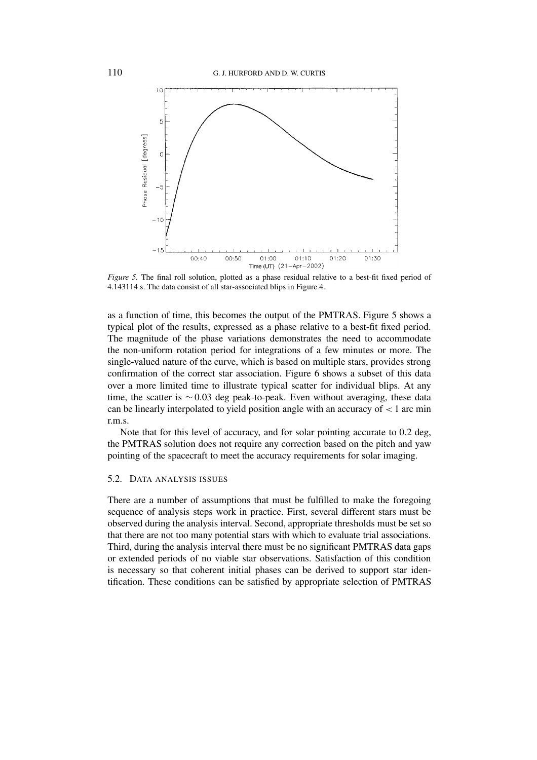*Figure 5.* The final roll solution, plotted as a phase residual relative to a best-fit fixed period of 4.143114 s. The data consist of all star-associated blips in Figure 4.

as a function of time, this becomes the output of the PMTRAS. Figure 5 shows a typical plot of the results, expressed as a phase relative to a best-fit fixed period. The magnitude of the phase variations demonstrates the need to accommodate the non-uniform rotation period for integrations of a few minutes or more. The single-valued nature of the curve, which is based on multiple stars, provides strong confirmation of the correct star association. Figure 6 shows a subset of this data over a more limited time to illustrate typical scatter for individual blips. At any time, the scatter is $\sim 0.03$ deg peak-to-peak. Even without averaging, these data can be linearly interpolated to yield position angle with an accuracy of $< 1$ arc min r.m.s.

Note that for this level of accuracy, and for solar pointing accurate to 0.2 deg, the PMTRAS solution does not require any correction based on the pitch and yaw pointing of the spacecraft to meet the accuracy requirements for solar imaging.

### 5.2. Data Analysis Issues

There are a number of assumptions that must be fulfilled to make the foregoing sequence of analysis steps work in practice. First, several different stars must be observed during the analysis interval. Second, appropriate thresholds must be set so that there are not too many potential stars with which to evaluate trial associations. Third, during the analysis interval there must be no significant PMTRAS data gaps or extended periods of no viable star observations. Satisfaction of this condition is necessary so that coherent initial phases can be derived to support star identification. These conditions can be satisfied by appropriate selection of PMTRAS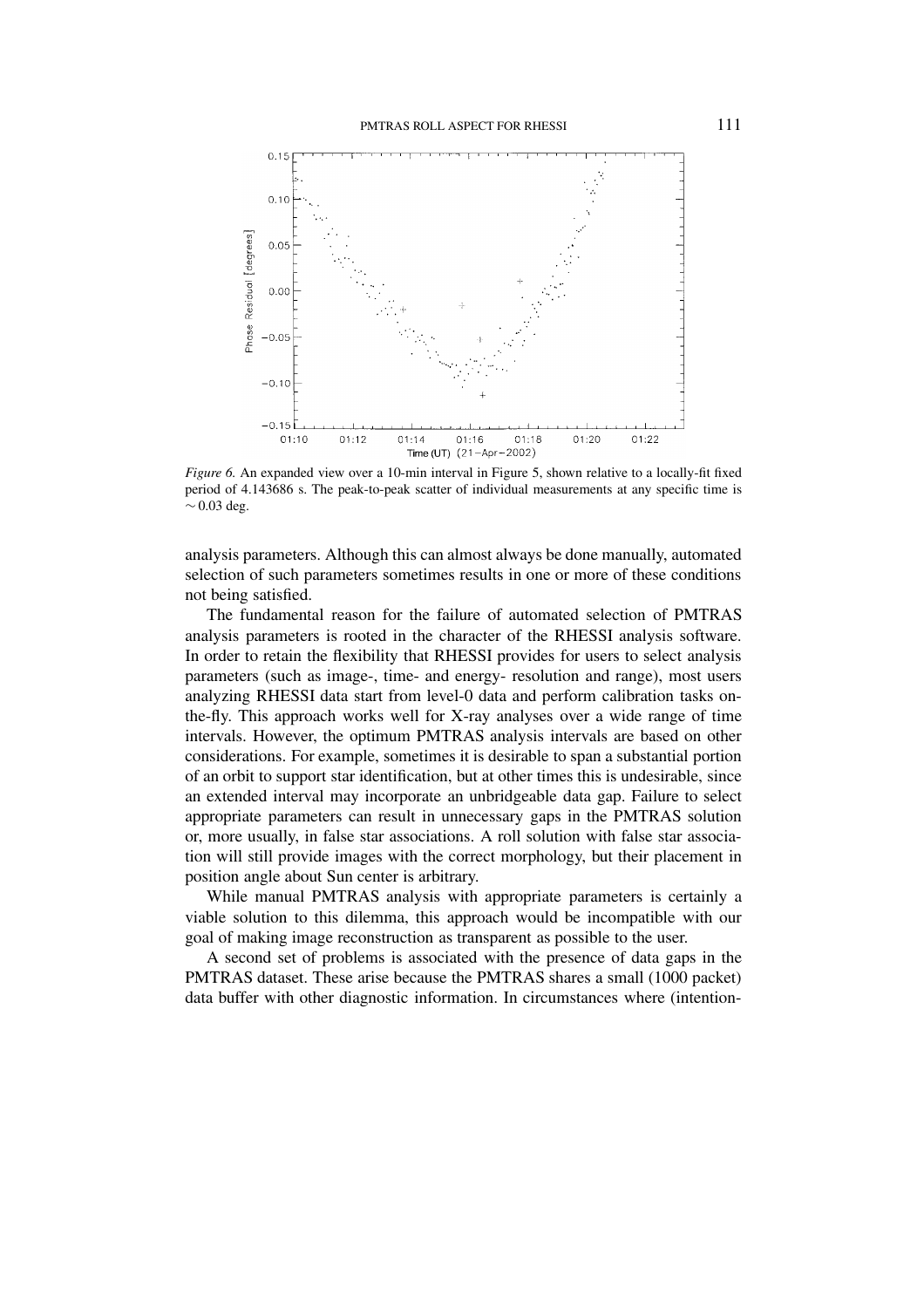*Figure 6.* An expanded view over a 10-min interval in Figure 5, shown relative to a locally-fit fixed period of 4.143686 s. The peak-to-peak scatter of individual measurements at any specific time is $\sim 0.03$ deg.

analysis parameters. Although this can almost always be done manually, automated selection of such parameters sometimes results in one or more of these conditions not being satisfied.

The fundamental reason for the failure of automated selection of PMTRAS analysis parameters is rooted in the character of the RHESSI analysis software. In order to retain the flexibility that RHESSI provides for users to select analysis parameters (such as image-, time- and energy- resolution and range), most users analyzing RHESSI data start from level-0 data and perform calibration tasks on-the-fly. This approach works well for X-ray analyses over a wide range of time intervals. However, the optimum PMTRAS analysis intervals are based on other considerations. For example, sometimes it is desirable to span a substantial portion of an orbit to support star identification, but at other times this is undesirable, since an extended interval may incorporate an unbridgeable data gap. Failure to select appropriate parameters can result in unnecessary gaps in the PMTRAS solution or, more usually, in false star associations. A roll solution with false star association will still provide images with the correct morphology, but their placement in position angle about Sun center is arbitrary.

While manual PMTRAS analysis with appropriate parameters is certainly a viable solution to this dilemma, this approach would be incompatible with our goal of making image reconstruction as transparent as possible to the user.

A second set of problems is associated with the presence of data gaps in the PMTRAS dataset. These arise because the PMTRAS shares a small (1000 packet) data buffer with other diagnostic information. In circumstances where (intention-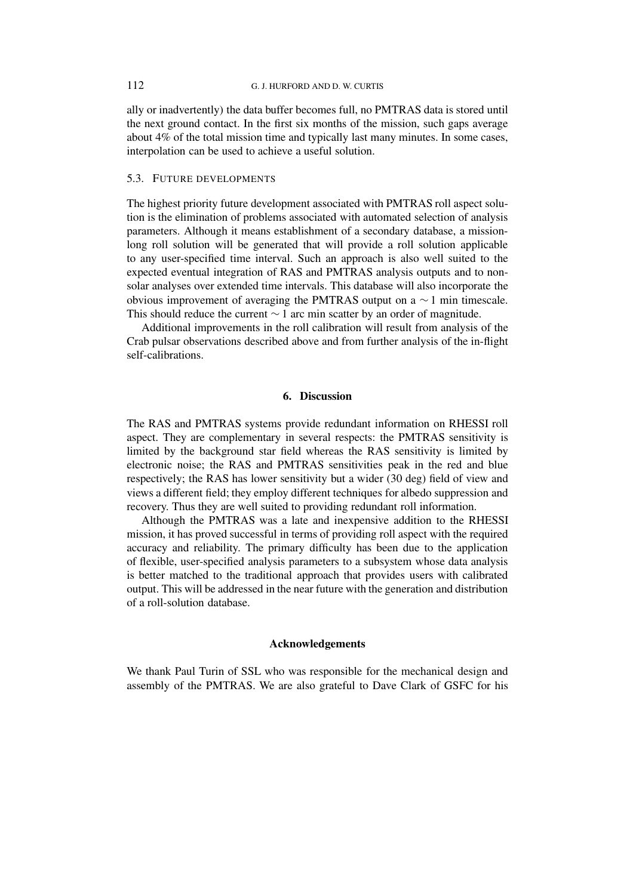ally or inadvertently) the data buffer becomes full, no PMTRAS data is stored until the next ground contact. In the first six months of the mission, such gaps average about 4% of the total mission time and typically last many minutes. In some cases, interpolation can be used to achieve a useful solution.

### 5.3. Future Developments

The highest priority future development associated with PMTRAS roll aspect solution is the elimination of problems associated with automated selection of analysis parameters. Although it means establishment of a secondary database, a mission-long roll solution will be generated that will provide a roll solution applicable to any user-specified time interval. Such an approach is also well suited to the expected eventual integration of RAS and PMTRAS analysis outputs and to non-solar analyses over extended time intervals. This database will also incorporate the obvious improvement of averaging the PMTRAS output on a $\sim 1$ min timescale. This should reduce the current $\sim 1$ arc min scatter by an order of magnitude.

Additional improvements in the roll calibration will result from analysis of the Crab pulsar observations described above and from further analysis of the in-flight self-calibrations.

## 6. Discussion

The RAS and PMTRAS systems provide redundant information on RHESSI roll aspect. They are complementary in several respects: the PMTRAS sensitivity is limited by the background star field whereas the RAS sensitivity is limited by electronic noise; the RAS and PMTRAS sensitivities peak in the red and blue respectively; the RAS has lower sensitivity but a wider (30 deg) field of view and views a different field; they employ different techniques for albedo suppression and recovery. Thus they are well suited to providing redundant roll information.

Although the PMTRAS was a late and inexpensive addition to the RHESSI mission, it has proved successful in terms of providing roll aspect with the required accuracy and reliability. The primary difficulty has been due to the application of flexible, user-specified analysis parameters to a subsystem whose data analysis is better matched to the traditional approach that provides users with calibrated output. This will be addressed in the near future with the generation and distribution of a roll-solution database.

## Acknowledgements

We thank Paul Turin of SSL who was responsible for the mechanical design and assembly of the PMTRAS. We are also grateful to Dave Clark of GSFC for his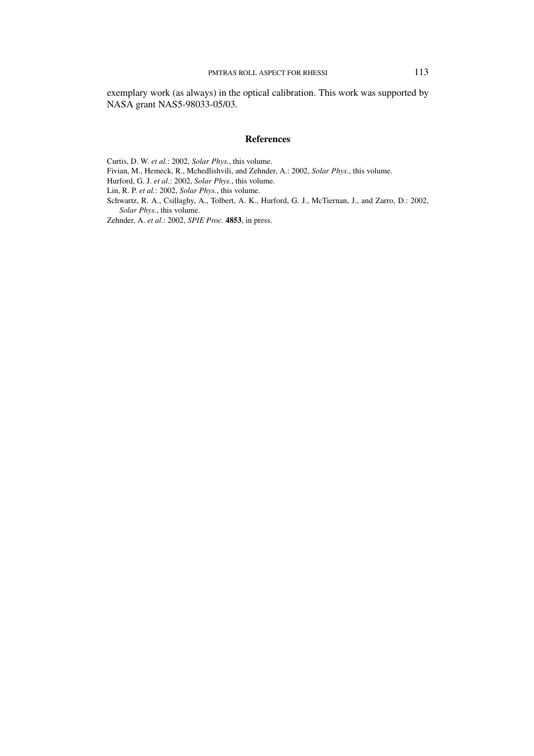exemplary work (as always) in the optical calibration. This work was supported by NASA grant NAS5-98033-05/03.

## References

Curtis, D. W. *et al.*: 2002, *Solar Phys.*, this volume.

Fivian, M., Hemeck, R., Mchedlishvili, and Zehnder, A.: 2002, *Solar Phys.*, this volume.

Hurford, G. J. *et al.*: 2002, *Solar Phys.*, this volume.

Lin, R. P. *et al.*: 2002, *Solar Phys.*, this volume.

Schwartz, R. A., Csillaghy, A., Tolbert, A. K., Hurford, G. J., McTiernan, J., and Zarro, D.: 2002, *Solar Phys.*, this volume.

Zehnder, A. *et al.*: 2002, *SPIE Proc.* **4853**, in press.